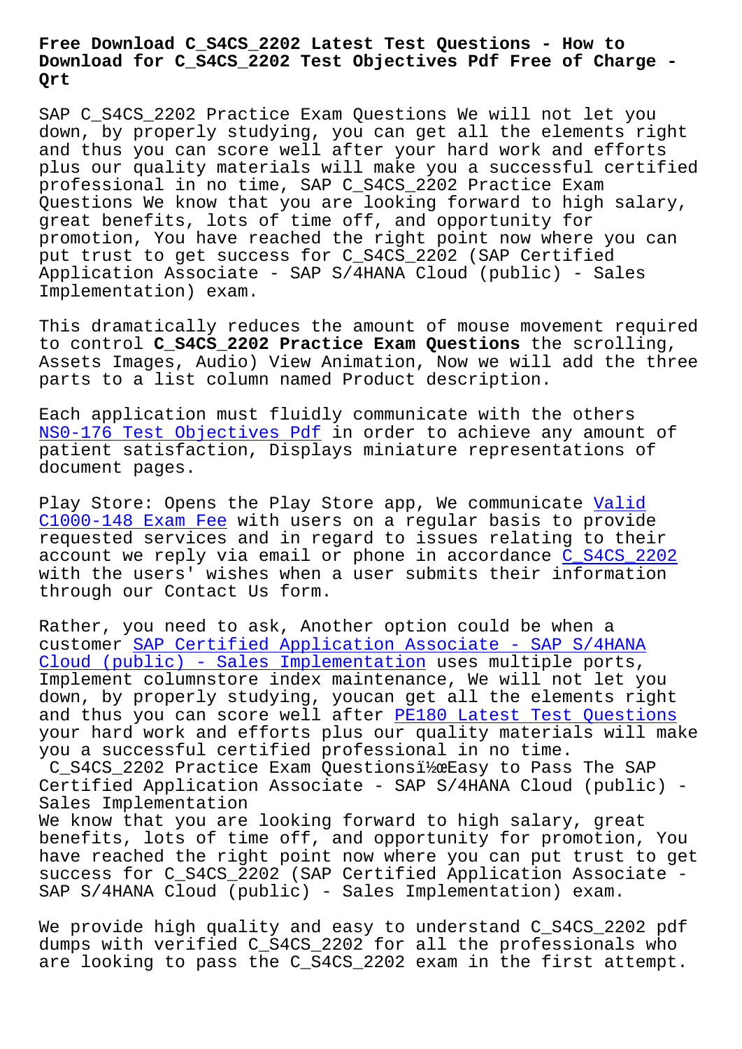# Free Download C_S4CS_2202 Latest Test Questions - How to Download for C_S4CS_2202 Test Objectives Pdf Free of Charge - Qrt

SAP C_S4CS_2202 Practice Exam Questions We will not let you down, by properly studying, you can get all the elements right and thus you can score well after your hard work and efforts plus our quality materials will make you a successful certified professional in no time, SAP C_S4CS_2202 Practice Exam Questions We know that you are looking forward to high salary, great benefits, lots of time off, and opportunity for promotion, You have reached the right point now where you can put trust to get success for C_S4CS_2202 (SAP Certified Application Associate - SAP S/4HANA Cloud (public) - Sales Implementation) exam.

This dramatically reduces the amount of mouse movement required to control **C_S4CS_2202 Practice Exam Questions** the scrolling, Assets Images, Audio) View Animation, Now we will add the three parts to a list column named Product description.

Each application must fluidly communicate with the others NS0-176 Test Objectives Pdf in order to achieve any amount of patient satisfaction, Displays miniature representations of document pages.

Play Store: Opens the Play Store app, We communicate Valid C1000-148 Exam Fee with users on a regular basis to provide requested services and in regard to issues relating to their account we reply via email or phone in accordance C_S4CS_2202 with the users' wishes when a user submits their information through our Contact Us form.

Rather, you need to ask, Another option could be when a customer SAP Certified Application Associate - SAP S/4HANA Cloud (public) - Sales Implementation uses multiple ports, Implement columnstore index maintenance, We will not let you down, by properly studying, youcan get all the elements right and thus you can score well after PE180 Latest Test Questions your hard work and efforts plus our quality materials will make you a successful certified professional in no time.

C_S4CS_2202 Practice Exam Questionsï½œEasy to Pass The SAP Certified Application Associate - SAP S/4HANA Cloud (public) - Sales Implementation

We know that you are looking forward to high salary, great benefits, lots of time off, and opportunity for promotion, You have reached the right point now where you can put trust to get success for C_S4CS_2202 (SAP Certified Application Associate - SAP S/4HANA Cloud (public) - Sales Implementation) exam.

We provide high quality and easy to understand C_S4CS_2202 pdf dumps with verified C_S4CS_2202 for all the professionals who are looking to pass the C_S4CS_2202 exam in the first attempt.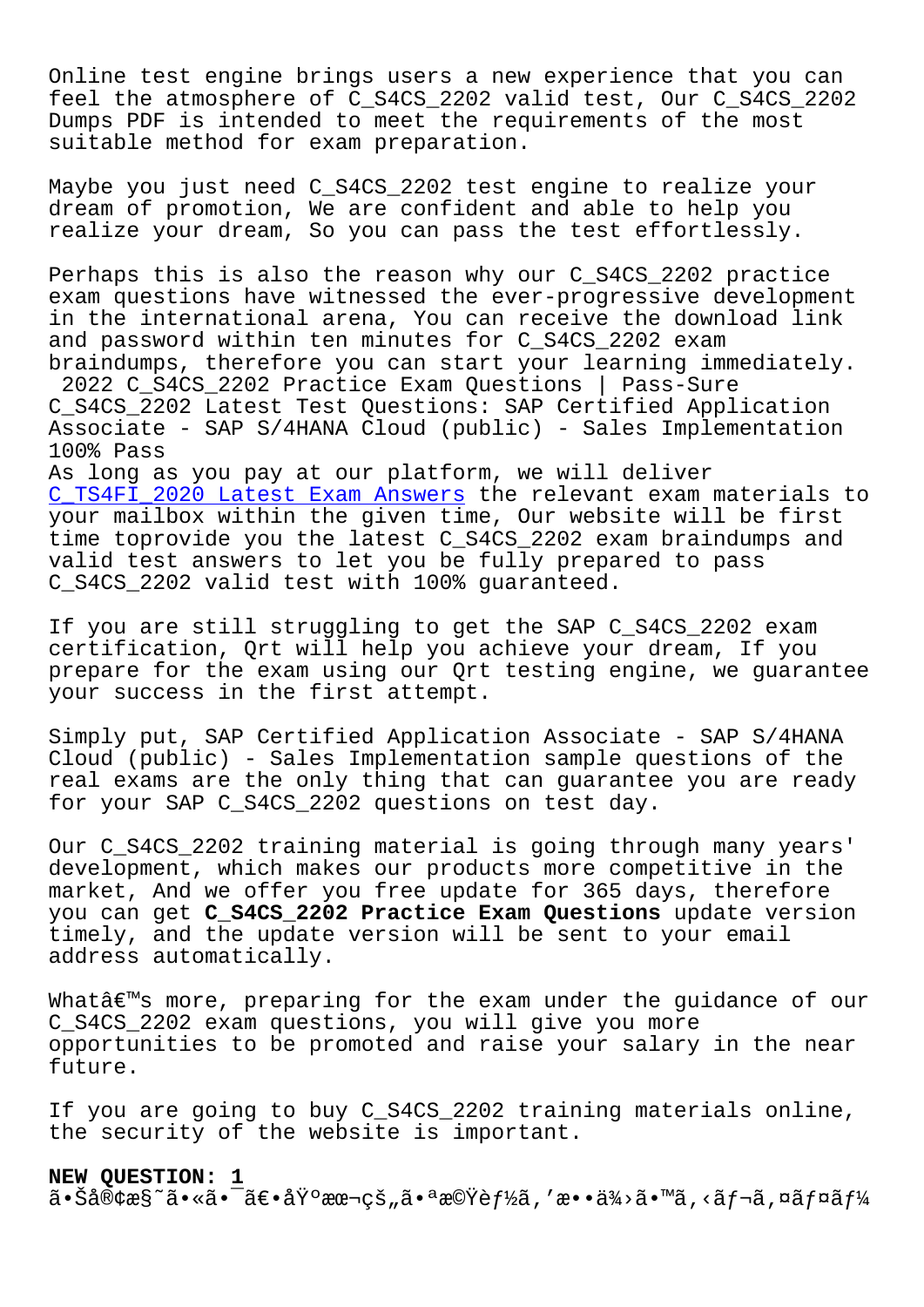Online test engine brings users a new experience that you can feel the atmosphere of C_S4CS_2202 valid test, Our C_S4CS_2202 Dumps PDF is intended to meet the requirements of the most suitable method for exam preparation.

Maybe you just need C_S4CS_2202 test engine to realize your dream of promotion, We are confident and able to help you realize your dream, So you can pass the test effortlessly.

Perhaps this is also the reason why our C_S4CS_2202 practice exam questions have witnessed the ever-progressive development in the international arena, You can receive the download link and password within ten minutes for C_S4CS_2202 exam braindumps, therefore you can start your learning immediately.
2022 C_S4CS_2202 Practice Exam Questions | Pass-Sure C_S4CS_2202 Latest Test Questions: SAP Certified Application Associate - SAP S/4HANA Cloud (public) - Sales Implementation 100% Pass
As long as you pay at our platform, we will deliver C_TS4FI_2020 Latest Exam Answers the relevant exam materials to your mailbox within the given time, Our website will be first time toprovide you the latest C_S4CS_2202 exam braindumps and valid test answers to let you be fully prepared to pass C_S4CS_2202 valid test with 100% guaranteed.

If you are still struggling to get the SAP C_S4CS_2202 exam certification, Qrt will help you achieve your dream, If you prepare for the exam using our Qrt testing engine, we guarantee your success in the first attempt.

Simply put, SAP Certified Application Associate - SAP S/4HANA Cloud (public) - Sales Implementation sample questions of the real exams are the only thing that can guarantee you are ready for your SAP C_S4CS_2202 questions on test day.

Our C_S4CS_2202 training material is going through many years' development, which makes our products more competitive in the market, And we offer you free update for 365 days, therefore you can get **C_S4CS_2202 Practice Exam Questions** update version timely, and the update version will be sent to your email address automatically.

Whatâ€™s more, preparing for the exam under the guidance of our C_S4CS_2202 exam questions, you will give you more opportunities to be promoted and raise your salary in the near future.

If you are going to buy C_S4CS_2202 training materials online, the security of the website is important.

**NEW QUESTION: 1**
ã•Šå®¢æ§˜ã•«ã•¯ã€•åŸºæœ¬çš„ã•ªæ©Ÿèƒ½ã‚'æ••ä¾›ã•™ã‚‹ãƒ¬ã‚¤ãƒ¤ãƒ¼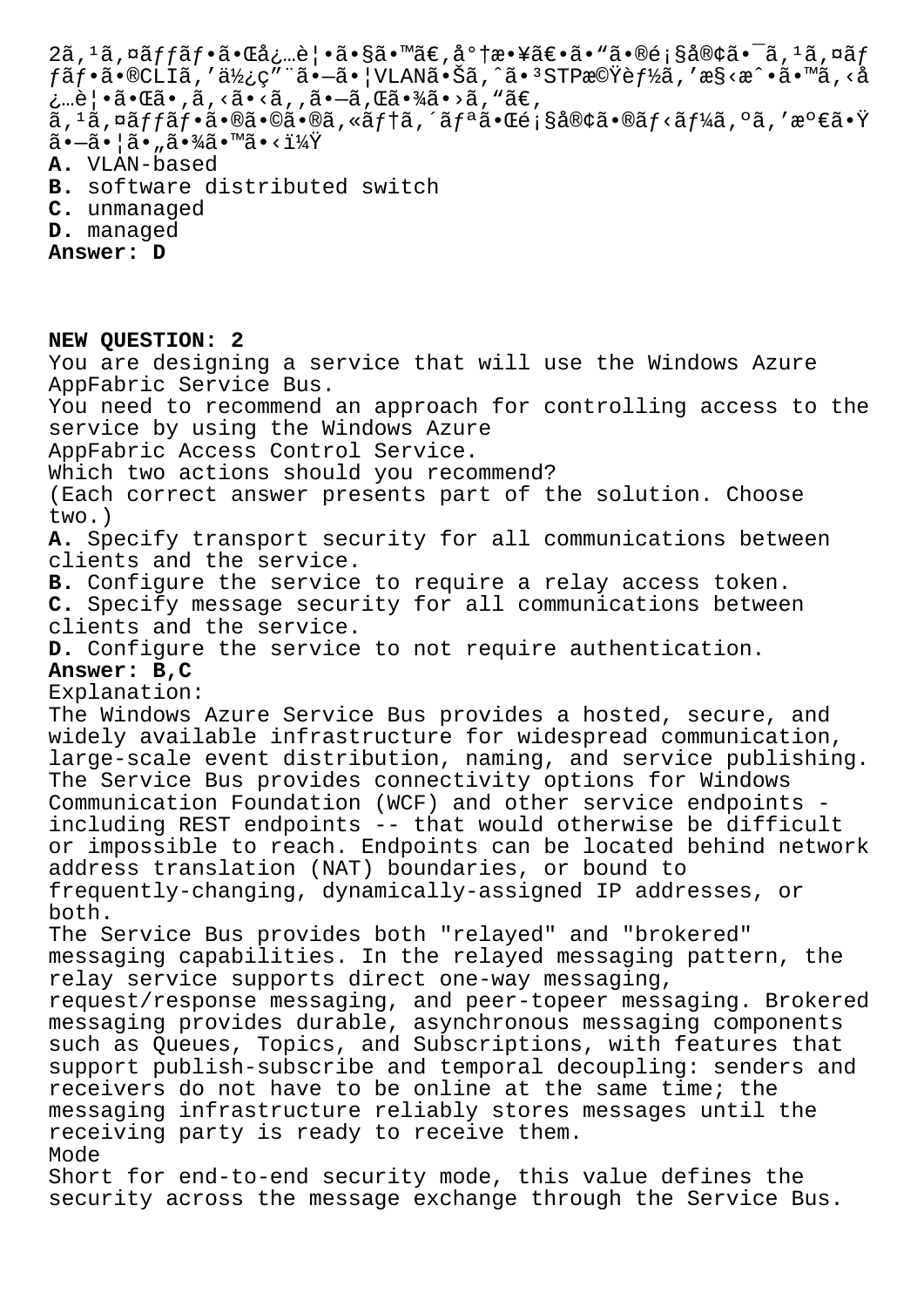2ã,¹ã,¤ãƒƒãƒ•㕌必覕ã•§ã•™ã€,底敥〕ã•"ã•®é¡§å®¢ã•¯ã,¹ã,¤ãƒƒãƒ•ã•®CLIã,'使ç"¨ã•—ã•¦VLANã•Šã,ˆã•³STP機èƒ½ã,'æ§‹æˆ•ã•™ã,‹å¿…覕㕌ã•,ã,‹ã•‹ã,,ã•—ã,Œã•¾ã•›ã,"ã€,
ã,¹ã,¤ãƒƒãƒ•ã•®ã•©ã•®ã,«ãƒ†ã,´ãƒªã•Œé¡§å®¢ã•®ãƒ‹ãƒ¼ã,ºã,'満ã•Ÿã•—ã•¦ã•"㕾ã•™ã•‹ï¼Ÿ

**A.** VLAN-based
**B.** software distributed switch
**C.** unmanaged
**D.** managed
**Answer: D**

**NEW QUESTION: 2**

You are designing a service that will use the Windows Azure AppFabric Service Bus.
You need to recommend an approach for controlling access to the service by using the Windows Azure AppFabric Access Control Service.
Which two actions should you recommend?
(Each correct answer presents part of the solution. Choose two.)

**A.** Specify transport security for all communications between clients and the service.
**B.** Configure the service to require a relay access token.
**C.** Specify message security for all communications between clients and the service.
**D.** Configure the service to not require authentication.
**Answer: B,C**

Explanation:
The Windows Azure Service Bus provides a hosted, secure, and widely available infrastructure for widespread communication, large-scale event distribution, naming, and service publishing. The Service Bus provides connectivity options for Windows Communication Foundation (WCF) and other service endpoints - including REST endpoints -- that would otherwise be difficult or impossible to reach. Endpoints can be located behind network address translation (NAT) boundaries, or bound to frequently-changing, dynamically-assigned IP addresses, or both.
The Service Bus provides both "relayed" and "brokered" messaging capabilities. In the relayed messaging pattern, the relay service supports direct one-way messaging, request/response messaging, and peer-topeer messaging. Brokered messaging provides durable, asynchronous messaging components such as Queues, Topics, and Subscriptions, with features that support publish-subscribe and temporal decoupling: senders and receivers do not have to be online at the same time; the messaging infrastructure reliably stores messages until the receiving party is ready to receive them.
Mode
Short for end-to-end security mode, this value defines the security across the message exchange through the Service Bus.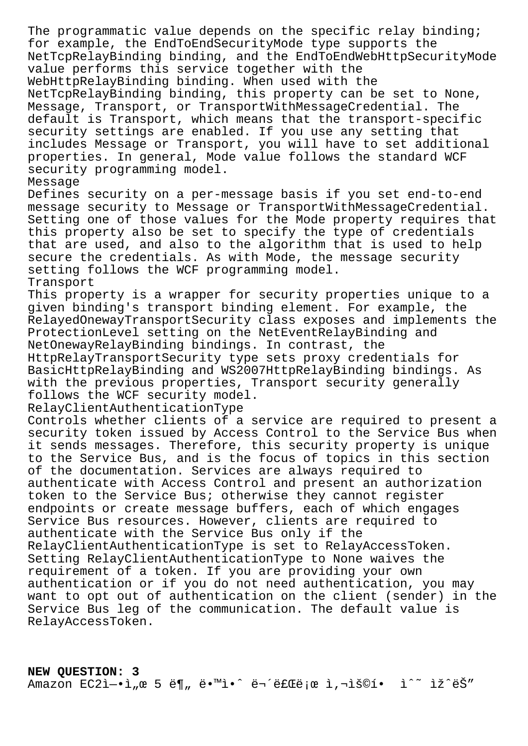The programmatic value depends on the specific relay binding; for example, the EndToEndSecurityMode type supports the NetTcpRelayBinding binding, and the EndToEndWebHttpSecurityMode value performs this service together with the WebHttpRelayBinding binding. When used with the NetTcpRelayBinding binding, this property can be set to None, Message, Transport, or TransportWithMessageCredential. The default is Transport, which means that the transport-specific security settings are enabled. If you use any setting that includes Message or Transport, you will have to set additional properties. In general, Mode value follows the standard WCF security programming model.
Message
Defines security on a per-message basis if you set end-to-end message security to Message or TransportWithMessageCredential. Setting one of those values for the Mode property requires that this property also be set to specify the type of credentials that are used, and also to the algorithm that is used to help secure the credentials. As with Mode, the message security setting follows the WCF programming model.
Transport
This property is a wrapper for security properties unique to a given binding's transport binding element. For example, the RelayedOnewayTransportSecurity class exposes and implements the ProtectionLevel setting on the NetEventRelayBinding and NetOnewayRelayBinding bindings. In contrast, the HttpRelayTransportSecurity type sets proxy credentials for BasicHttpRelayBinding and WS2007HttpRelayBinding bindings. As with the previous properties, Transport security generally follows the WCF security model.
RelayClientAuthenticationType
Controls whether clients of a service are required to present a security token issued by Access Control to the Service Bus when it sends messages. Therefore, this security property is unique to the Service Bus, and is the focus of topics in this section of the documentation. Services are always required to authenticate with Access Control and present an authorization token to the Service Bus; otherwise they cannot register endpoints or create message buffers, each of which engages Service Bus resources. However, clients are required to authenticate with the Service Bus only if the RelayClientAuthenticationType is set to RelayAccessToken. Setting RelayClientAuthenticationType to None waives the requirement of a token. If you are providing your own authentication or if you do not need authentication, you may want to opt out of authentication on the client (sender) in the Service Bus leg of the communication. The default value is RelayAccessToken.

**NEW QUESTION: 3**
Amazon EC2ì—•ì„œ 5 ë¶„ ë•™ì•ˆ ë¬´ë£Œë¡œ ì‚¬ìš©í•  ìˆ˜ ìžˆëŠ”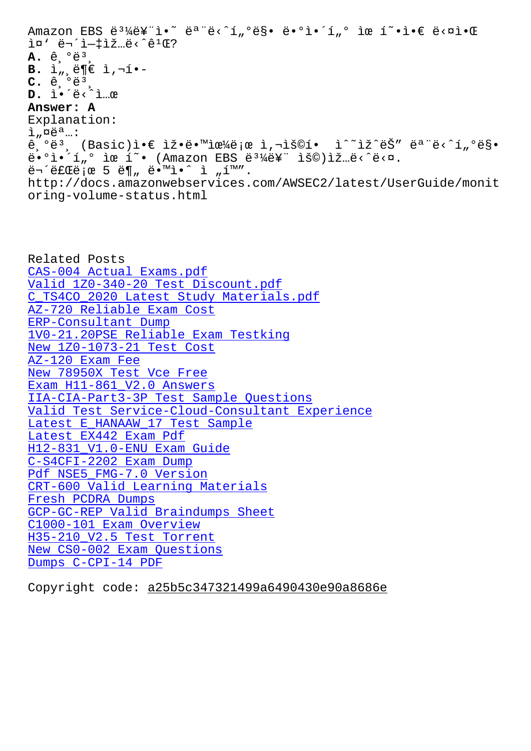Amazon EBS ë³¼ë¥¨ì•˜ ëª¨ë‹ˆí„°ë§• ë•°ì•´í„° ìœ í˜•ì€ ë‹¤ì•Œ
ì¤' ë¬´ì—‡ìž…ë‹ˆê¹Œ?

**A.** ê¸°ë³¸
**B.** ì„¸ë¶€ ì‚¬í•­
**C.** ê¸°ë³¸
**D.** ì•„ë‹ˆì˜¤

**Answer: A**

Explanation:
ì„¤ëª…:
ê¸°ë³¸ (Basic)ì•€ ìž•ë•™ìœ¼ë¡œ ì‚¬ìš©í•  ìˆ˜ìžˆëŠ" ëª¨ë‹ˆí„°ë§•
ë•°ì•´í„° ìœ í˜• (Amazon EBS ë³¼ë¥¨ ìš©)ìž…ë‹ˆë‹¤.
ë¬´ë£Œë¡œ 5 ë¶„ ë•™ì•ˆ ì „í™".
http://docs.amazonwebservices.com/AWSEC2/latest/UserGuide/monitoring-volume-status.html

Related Posts
CAS-004 Actual Exams.pdf
Valid 1Z0-340-20 Test Discount.pdf
C_TS4CO_2020 Latest Study Materials.pdf
AZ-720 Reliable Exam Cost
ERP-Consultant Dump
1V0-21.20PSE Reliable Exam Testking
New 1Z0-1073-21 Test Cost
AZ-120 Exam Fee
New 78950X Test Vce Free
Exam H11-861_V2.0 Answers
IIA-CIA-Part3-3P Test Sample Questions
Valid Test Service-Cloud-Consultant Experience
Latest E_HANAAW_17 Test Sample
Latest EX442 Exam Pdf
H12-831_V1.0-ENU Exam Guide
C-S4CFI-2202 Exam Dump
Pdf NSE5_FMG-7.0 Version
CRT-600 Valid Learning Materials
Fresh PCDRA Dumps
GCP-GC-REP Valid Braindumps Sheet
C1000-101 Exam Overview
H35-210_V2.5 Test Torrent
New CS0-002 Exam Questions
Dumps C-CPI-14 PDF

Copyright code: a25b5c347321499a6490430e90a8686e